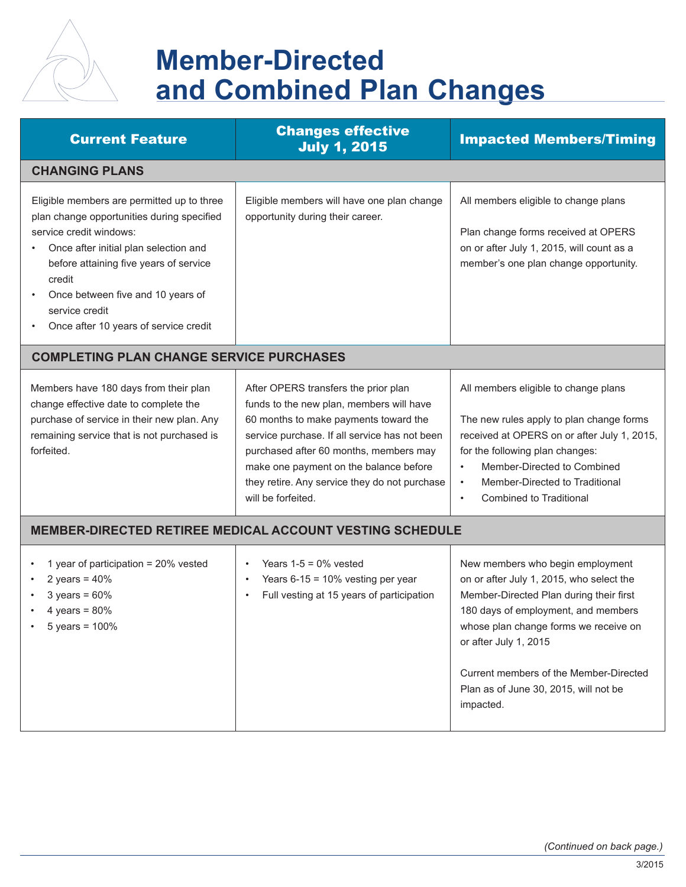# Member-Directed and Combined Plan Changes

| Current Feature | Changes effective July 1, 2015 | Impacted Members/Timing |
|---|---|---|
| **CHANGING PLANS** | | |
| Eligible members are permitted up to three plan change opportunities during specified service credit windows:<br>• Once after initial plan selection and before attaining five years of service credit<br>• Once between five and 10 years of service credit<br>• Once after 10 years of service credit | Eligible members will have one plan change opportunity during their career. | All members eligible to change plans<br><br>Plan change forms received at OPERS on or after July 1, 2015, will count as a member's one plan change opportunity. |
| **COMPLETING PLAN CHANGE SERVICE PURCHASES** | | |
| Members have 180 days from their plan change effective date to complete the purchase of service in their new plan. Any remaining service that is not purchased is forfeited. | After OPERS transfers the prior plan funds to the new plan, members will have 60 months to make payments toward the service purchase. If all service has not been purchased after 60 months, members may make one payment on the balance before they retire. Any service they do not purchase will be forfeited. | All members eligible to change plans<br><br>The new rules apply to plan change forms received at OPERS on or after July 1, 2015, for the following plan changes:<br>• Member-Directed to Combined<br>• Member-Directed to Traditional<br>• Combined to Traditional |
| **MEMBER-DIRECTED RETIREE MEDICAL ACCOUNT VESTING SCHEDULE** | | |
| • 1 year of participation = 20% vested<br>• 2 years = 40%<br>• 3 years = 60%<br>• 4 years = 80%<br>• 5 years = 100% | • Years 1-5 = 0% vested<br>• Years 6-15 = 10% vesting per year<br>• Full vesting at 15 years of participation | New members who begin employment on or after July 1, 2015, who select the Member-Directed Plan during their first 180 days of employment, and members whose plan change forms we receive on or after July 1, 2015<br><br>Current members of the Member-Directed Plan as of June 30, 2015, will not be impacted. |

*(Continued on back page.)*

3/2015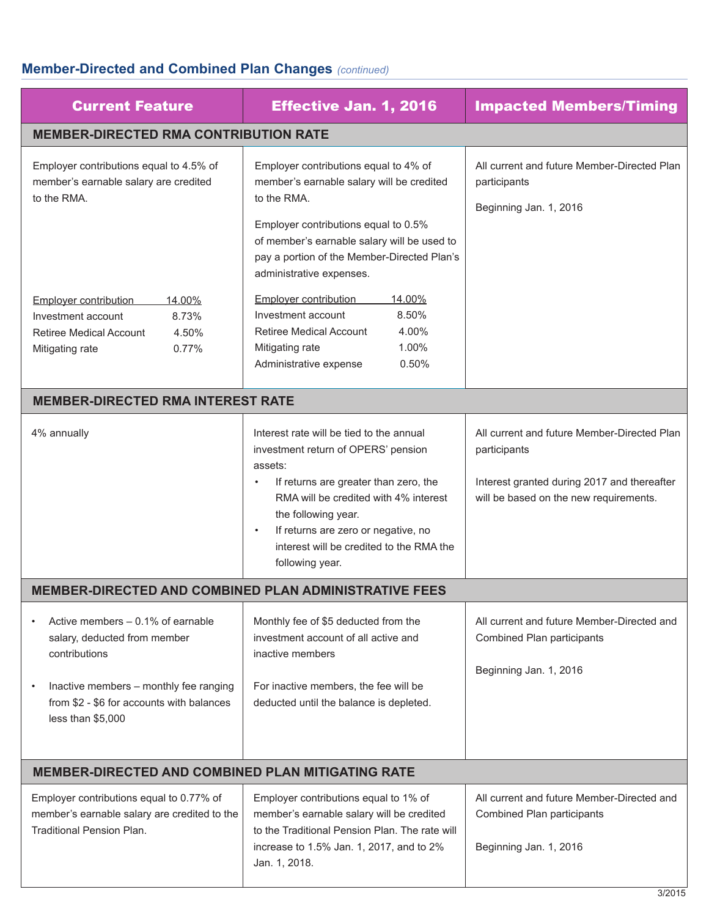## Member-Directed and Combined Plan Changes *(continued)*

| Current Feature | Effective Jan. 1, 2016 | Impacted Members/Timing |
|---|---|---|
| **MEMBER-DIRECTED RMA CONTRIBUTION RATE** | | |
| Employer contributions equal to 4.5% of member's earnable salary are credited to the RMA.<br><br>Employer contribution 14.00%<br>Investment account 8.73%<br>Retiree Medical Account 4.50%<br>Mitigating rate 0.77% | Employer contributions equal to 4% of member's earnable salary will be credited to the RMA.<br><br>Employer contributions equal to 0.5% of member's earnable salary will be used to pay a portion of the Member-Directed Plan's administrative expenses.<br><br>Employer contribution 14.00%<br>Investment account 8.50%<br>Retiree Medical Account 4.00%<br>Mitigating rate 1.00%<br>Administrative expense 0.50% | All current and future Member-Directed Plan participants<br><br>Beginning Jan. 1, 2016 |
| **MEMBER-DIRECTED RMA INTEREST RATE** | | |
| 4% annually | Interest rate will be tied to the annual investment return of OPERS' pension assets:<br>• If returns are greater than zero, the RMA will be credited with 4% interest the following year.<br>• If returns are zero or negative, no interest will be credited to the RMA the following year. | All current and future Member-Directed Plan participants<br><br>Interest granted during 2017 and thereafter will be based on the new requirements. |
| **MEMBER-DIRECTED AND COMBINED PLAN ADMINISTRATIVE FEES** | | |
| • Active members – 0.1% of earnable salary, deducted from member contributions<br>• Inactive members – monthly fee ranging from $2 - $6 for accounts with balances less than $5,000 | Monthly fee of $5 deducted from the investment account of all active and inactive members<br><br>For inactive members, the fee will be deducted until the balance is depleted. | All current and future Member-Directed and Combined Plan participants<br><br>Beginning Jan. 1, 2016 |
| **MEMBER-DIRECTED AND COMBINED PLAN MITIGATING RATE** | | |
| Employer contributions equal to 0.77% of member's earnable salary are credited to the Traditional Pension Plan. | Employer contributions equal to 1% of member's earnable salary will be credited to the Traditional Pension Plan. The rate will increase to 1.5% Jan. 1, 2017, and to 2% Jan. 1, 2018. | All current and future Member-Directed and Combined Plan participants<br><br>Beginning Jan. 1, 2016 |

3/2015